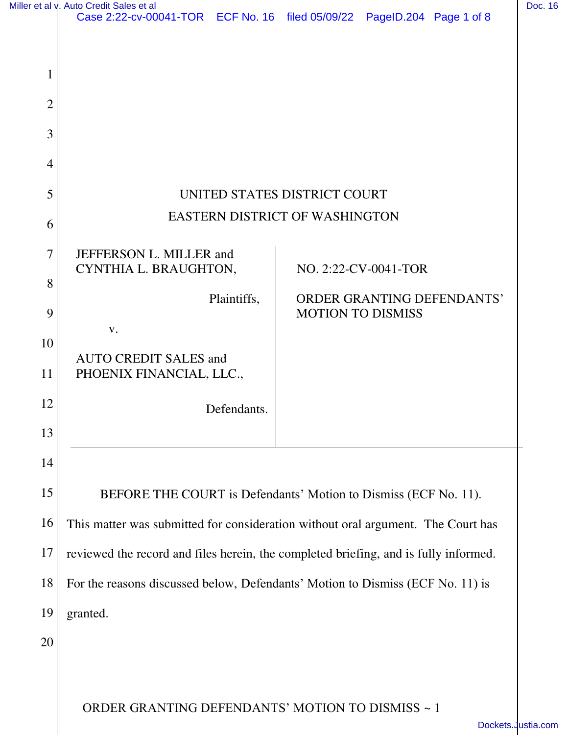UNITED STATES DISTRICT COURT

EASTERN DISTRICT OF WASHINGTON

JEFFERSON L. MILLER and CYNTHIA L. BRAUGHTON,

Plaintiffs,

v.

AUTO CREDIT SALES and PHOENIX FINANCIAL, LLC.,

Defendants.

NO. 2:22-CV-0041-TOR

ORDER GRANTING DEFENDANTS' MOTION TO DISMISS

BEFORE THE COURT is Defendants' Motion to Dismiss (ECF No. 11). This matter was submitted for consideration without oral argument. The Court has reviewed the record and files herein, the completed briefing, and is fully informed. For the reasons discussed below, Defendants' Motion to Dismiss (ECF No. 11) is granted.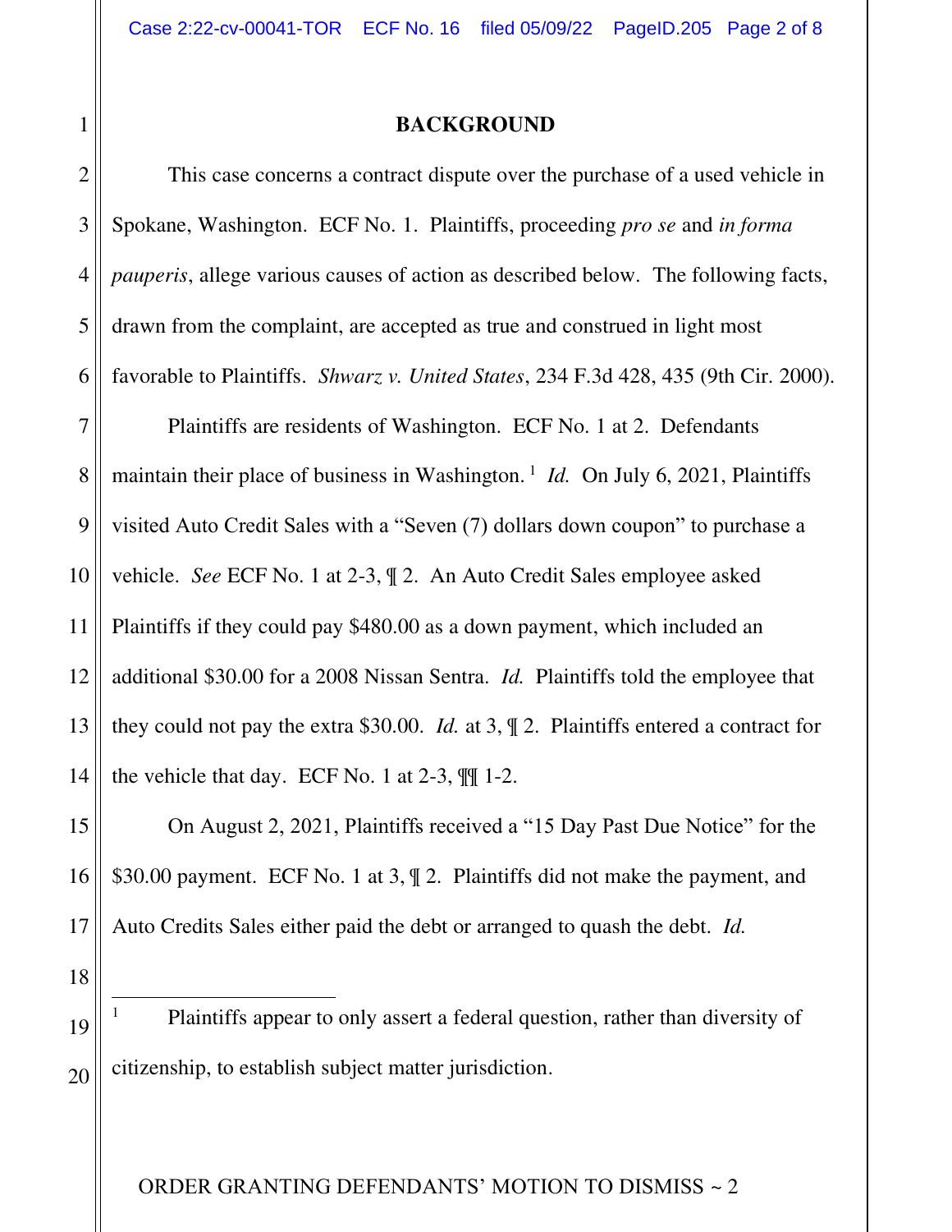## BACKGROUND

This case concerns a contract dispute over the purchase of a used vehicle in Spokane, Washington. ECF No. 1. Plaintiffs, proceeding *pro se* and *in forma pauperis*, allege various causes of action as described below. The following facts, drawn from the complaint, are accepted as true and construed in light most favorable to Plaintiffs. *Shwarz v. United States*, 234 F.3d 428, 435 (9th Cir. 2000).

Plaintiffs are residents of Washington. ECF No. 1 at 2. Defendants maintain their place of business in Washington.[1] *Id.* On July 6, 2021, Plaintiffs visited Auto Credit Sales with a "Seven (7) dollars down coupon" to purchase a vehicle. *See* ECF No. 1 at 2-3, ¶ 2. An Auto Credit Sales employee asked Plaintiffs if they could pay $480.00 as a down payment, which included an additional $30.00 for a 2008 Nissan Sentra. *Id.* Plaintiffs told the employee that they could not pay the extra $30.00. *Id.* at 3, ¶ 2. Plaintiffs entered a contract for the vehicle that day. ECF No. 1 at 2-3, ¶¶ 1-2.

On August 2, 2021, Plaintiffs received a "15 Day Past Due Notice" for the $30.00 payment. ECF No. 1 at 3, ¶ 2. Plaintiffs did not make the payment, and Auto Credits Sales either paid the debt or arranged to quash the debt. *Id.*

---

[1] Plaintiffs appear to only assert a federal question, rather than diversity of citizenship, to establish subject matter jurisdiction.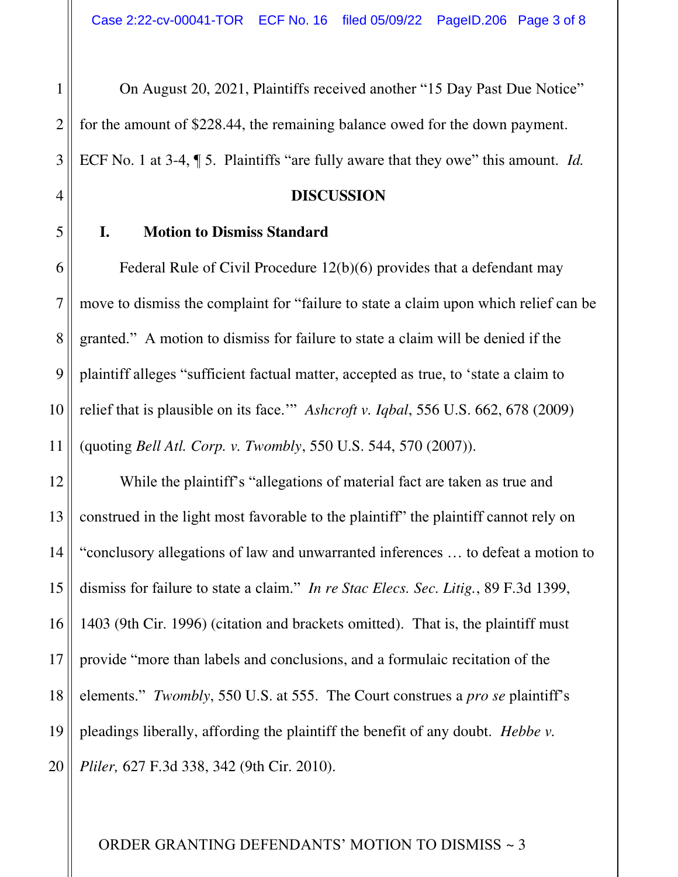On August 20, 2021, Plaintiffs received another "15 Day Past Due Notice" for the amount of $228.44, the remaining balance owed for the down payment. ECF No. 1 at 3-4, ¶ 5. Plaintiffs "are fully aware that they owe" this amount. *Id.*

## DISCUSSION

### I. Motion to Dismiss Standard

Federal Rule of Civil Procedure 12(b)(6) provides that a defendant may move to dismiss the complaint for "failure to state a claim upon which relief can be granted." A motion to dismiss for failure to state a claim will be denied if the plaintiff alleges "sufficient factual matter, accepted as true, to 'state a claim to relief that is plausible on its face.'" *Ashcroft v. Iqbal*, 556 U.S. 662, 678 (2009) (quoting *Bell Atl. Corp. v. Twombly*, 550 U.S. 544, 570 (2007)).

While the plaintiff's "allegations of material fact are taken as true and construed in the light most favorable to the plaintiff" the plaintiff cannot rely on "conclusory allegations of law and unwarranted inferences … to defeat a motion to dismiss for failure to state a claim." *In re Stac Elecs. Sec. Litig.*, 89 F.3d 1399, 1403 (9th Cir. 1996) (citation and brackets omitted). That is, the plaintiff must provide "more than labels and conclusions, and a formulaic recitation of the elements." *Twombly*, 550 U.S. at 555. The Court construes a *pro se* plaintiff's pleadings liberally, affording the plaintiff the benefit of any doubt. *Hebbe v. Pliler,* 627 F.3d 338, 342 (9th Cir. 2010).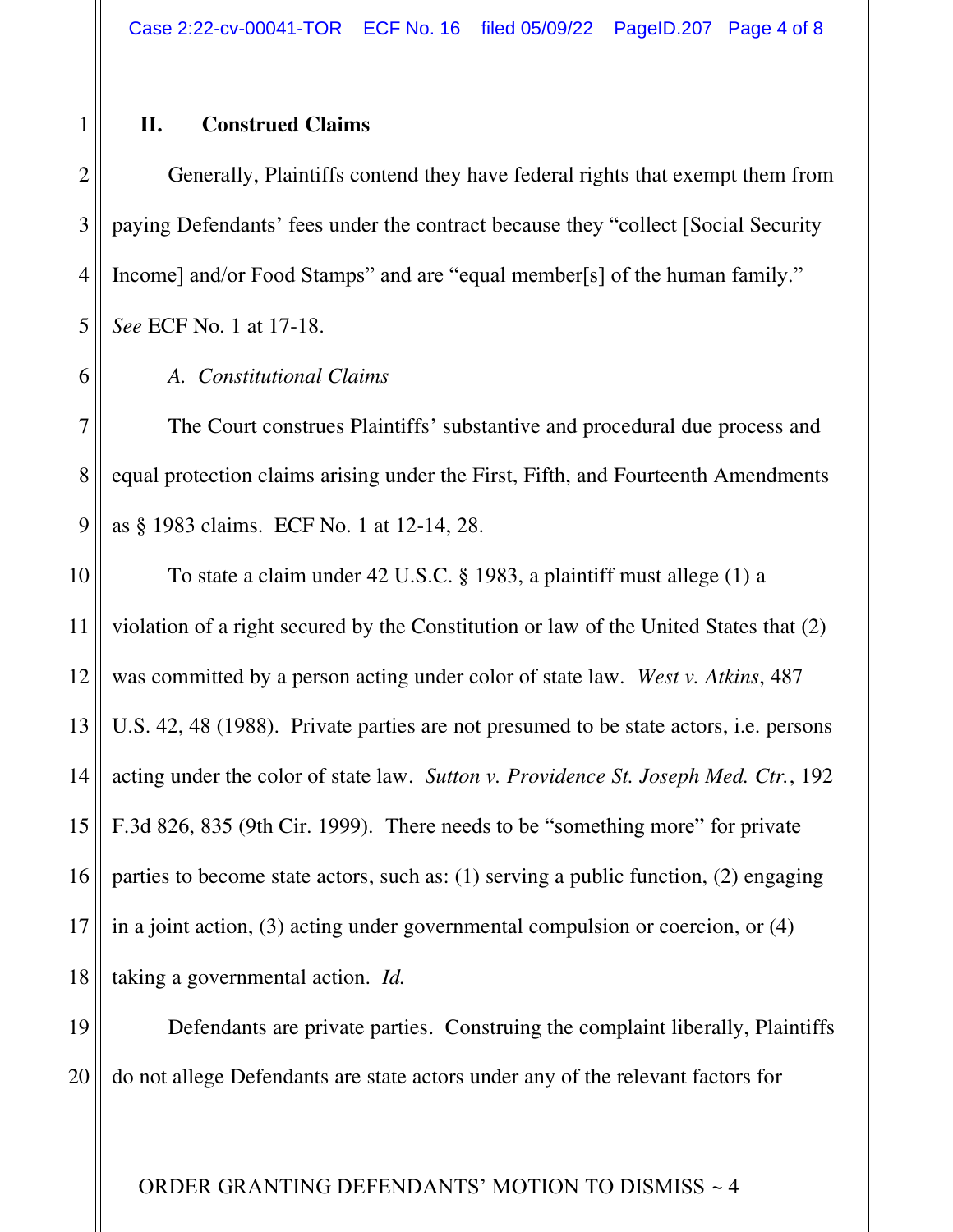## II. Construed Claims

Generally, Plaintiffs contend they have federal rights that exempt them from paying Defendants' fees under the contract because they "collect [Social Security Income] and/or Food Stamps" and are "equal member[s] of the human family." *See* ECF No. 1 at 17-18.

### *A. Constitutional Claims*

The Court construes Plaintiffs' substantive and procedural due process and equal protection claims arising under the First, Fifth, and Fourteenth Amendments as § 1983 claims. ECF No. 1 at 12-14, 28.

To state a claim under 42 U.S.C. § 1983, a plaintiff must allege (1) a violation of a right secured by the Constitution or law of the United States that (2) was committed by a person acting under color of state law. *West v. Atkins*, 487 U.S. 42, 48 (1988). Private parties are not presumed to be state actors, i.e. persons acting under the color of state law. *Sutton v. Providence St. Joseph Med. Ctr.*, 192 F.3d 826, 835 (9th Cir. 1999). There needs to be "something more" for private parties to become state actors, such as: (1) serving a public function, (2) engaging in a joint action, (3) acting under governmental compulsion or coercion, or (4) taking a governmental action. *Id.*

Defendants are private parties. Construing the complaint liberally, Plaintiffs do not allege Defendants are state actors under any of the relevant factors for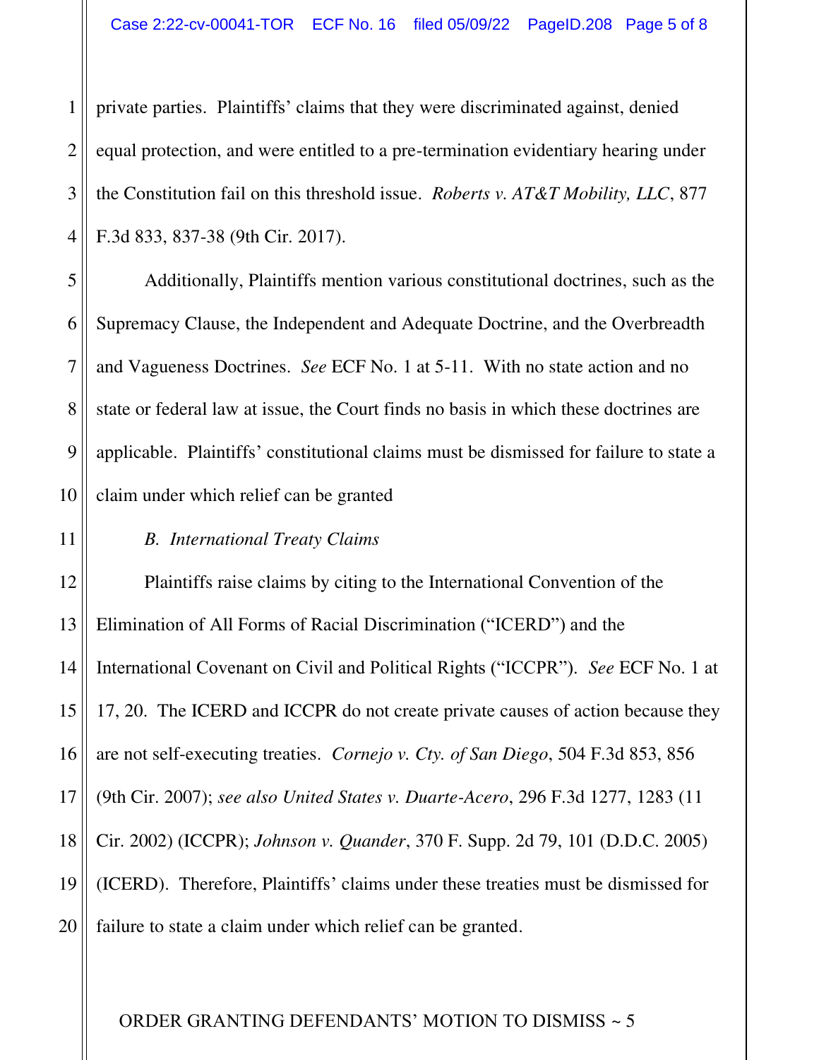private parties. Plaintiffs' claims that they were discriminated against, denied equal protection, and were entitled to a pre-termination evidentiary hearing under the Constitution fail on this threshold issue. *Roberts v. AT&T Mobility, LLC*, 877 F.3d 833, 837-38 (9th Cir. 2017).

Additionally, Plaintiffs mention various constitutional doctrines, such as the Supremacy Clause, the Independent and Adequate Doctrine, and the Overbreadth and Vagueness Doctrines. *See* ECF No. 1 at 5-11. With no state action and no state or federal law at issue, the Court finds no basis in which these doctrines are applicable. Plaintiffs' constitutional claims must be dismissed for failure to state a claim under which relief can be granted

*B. International Treaty Claims*

Plaintiffs raise claims by citing to the International Convention of the Elimination of All Forms of Racial Discrimination ("ICERD") and the International Covenant on Civil and Political Rights ("ICCPR"). *See* ECF No. 1 at 17, 20. The ICERD and ICCPR do not create private causes of action because they are not self-executing treaties. *Cornejo v. Cty. of San Diego*, 504 F.3d 853, 856 (9th Cir. 2007); *see also United States v. Duarte-Acero*, 296 F.3d 1277, 1283 (11 Cir. 2002) (ICCPR); *Johnson v. Quander*, 370 F. Supp. 2d 79, 101 (D.D.C. 2005) (ICERD). Therefore, Plaintiffs' claims under these treaties must be dismissed for failure to state a claim under which relief can be granted.

ORDER GRANTING DEFENDANTS' MOTION TO DISMISS ~ 5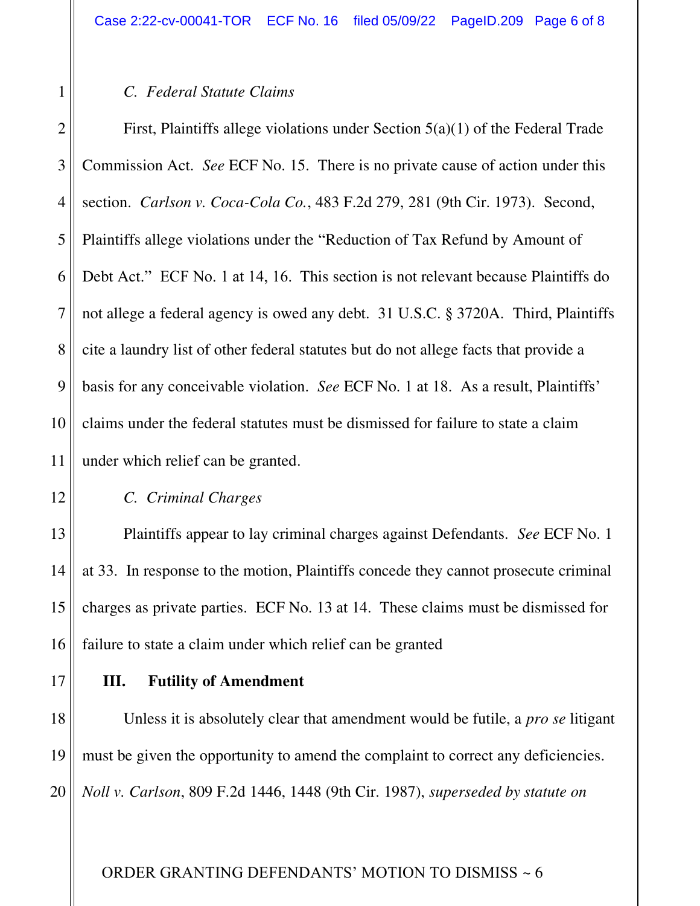*C. Federal Statute Claims*

First, Plaintiffs allege violations under Section 5(a)(1) of the Federal Trade Commission Act. *See* ECF No. 15. There is no private cause of action under this section. *Carlson v. Coca-Cola Co.*, 483 F.2d 279, 281 (9th Cir. 1973). Second, Plaintiffs allege violations under the "Reduction of Tax Refund by Amount of Debt Act." ECF No. 1 at 14, 16. This section is not relevant because Plaintiffs do not allege a federal agency is owed any debt. 31 U.S.C. § 3720A. Third, Plaintiffs cite a laundry list of other federal statutes but do not allege facts that provide a basis for any conceivable violation. *See* ECF No. 1 at 18. As a result, Plaintiffs' claims under the federal statutes must be dismissed for failure to state a claim under which relief can be granted.

*C. Criminal Charges*

Plaintiffs appear to lay criminal charges against Defendants. *See* ECF No. 1 at 33. In response to the motion, Plaintiffs concede they cannot prosecute criminal charges as private parties. ECF No. 13 at 14. These claims must be dismissed for failure to state a claim under which relief can be granted

**III. Futility of Amendment**

Unless it is absolutely clear that amendment would be futile, a *pro se* litigant must be given the opportunity to amend the complaint to correct any deficiencies. *Noll v. Carlson*, 809 F.2d 1446, 1448 (9th Cir. 1987), *superseded by statute on*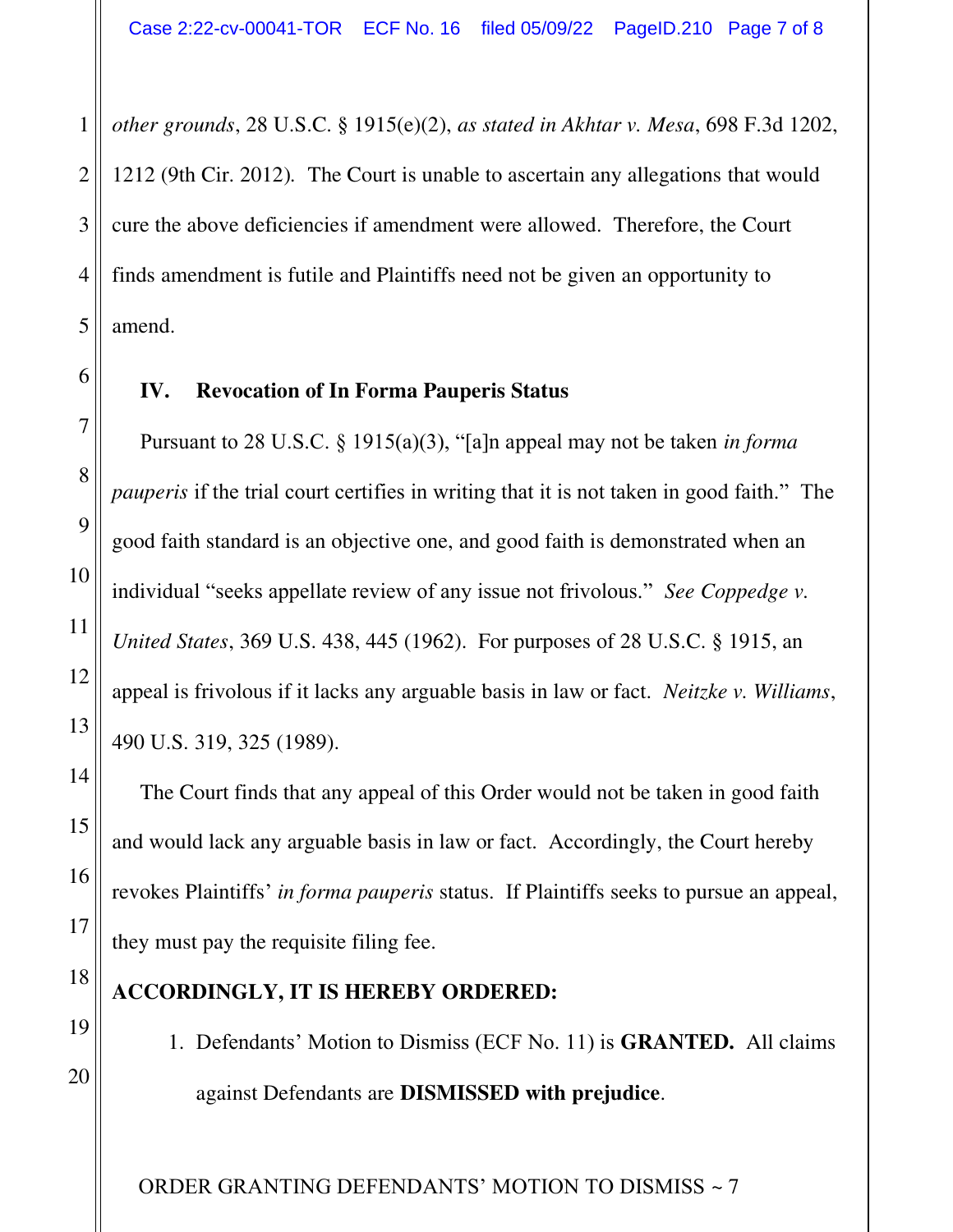*other grounds*, 28 U.S.C. § 1915(e)(2), *as stated in Akhtar v. Mesa*, 698 F.3d 1202, 1212 (9th Cir. 2012). The Court is unable to ascertain any allegations that would cure the above deficiencies if amendment were allowed. Therefore, the Court finds amendment is futile and Plaintiffs need not be given an opportunity to amend.

### IV. Revocation of In Forma Pauperis Status

Pursuant to 28 U.S.C. § 1915(a)(3), "[a]n appeal may not be taken *in forma pauperis* if the trial court certifies in writing that it is not taken in good faith." The good faith standard is an objective one, and good faith is demonstrated when an individual "seeks appellate review of any issue not frivolous." *See Coppedge v. United States*, 369 U.S. 438, 445 (1962). For purposes of 28 U.S.C. § 1915, an appeal is frivolous if it lacks any arguable basis in law or fact. *Neitzke v. Williams*, 490 U.S. 319, 325 (1989).

The Court finds that any appeal of this Order would not be taken in good faith and would lack any arguable basis in law or fact. Accordingly, the Court hereby revokes Plaintiffs' *in forma pauperis* status. If Plaintiffs seeks to pursue an appeal, they must pay the requisite filing fee.

**ACCORDINGLY, IT IS HEREBY ORDERED:**

1. Defendants' Motion to Dismiss (ECF No. 11) is **GRANTED.** All claims against Defendants are **DISMISSED with prejudice**.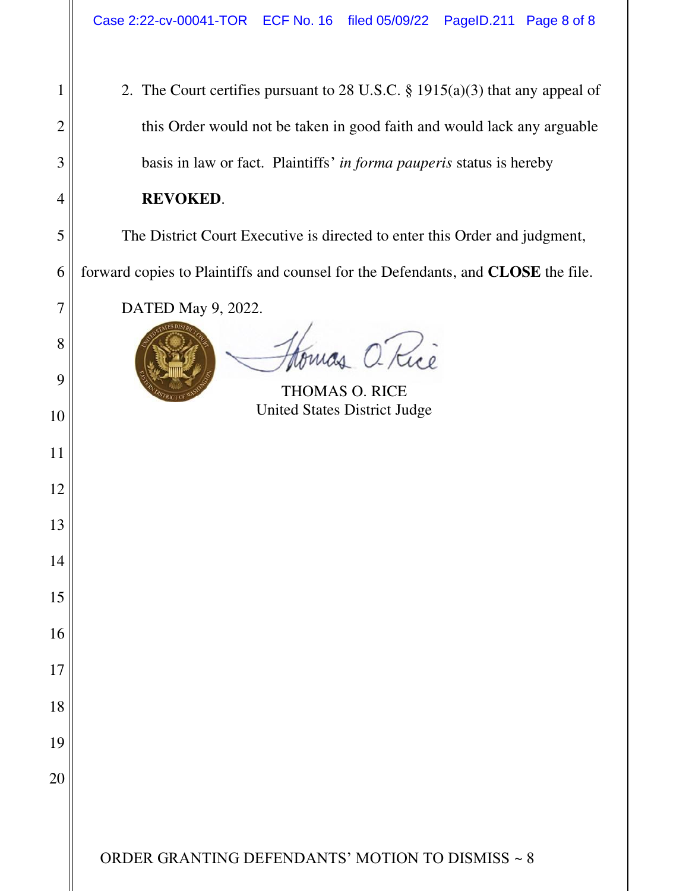2. The Court certifies pursuant to 28 U.S.C. § 1915(a)(3) that any appeal of this Order would not be taken in good faith and would lack any arguable basis in law or fact. Plaintiffs' *in forma pauperis* status is hereby **REVOKED**.

The District Court Executive is directed to enter this Order and judgment, forward copies to Plaintiffs and counsel for the Defendants, and **CLOSE** the file.

DATED May 9, 2022.

THOMAS O. RICE
United States District Judge